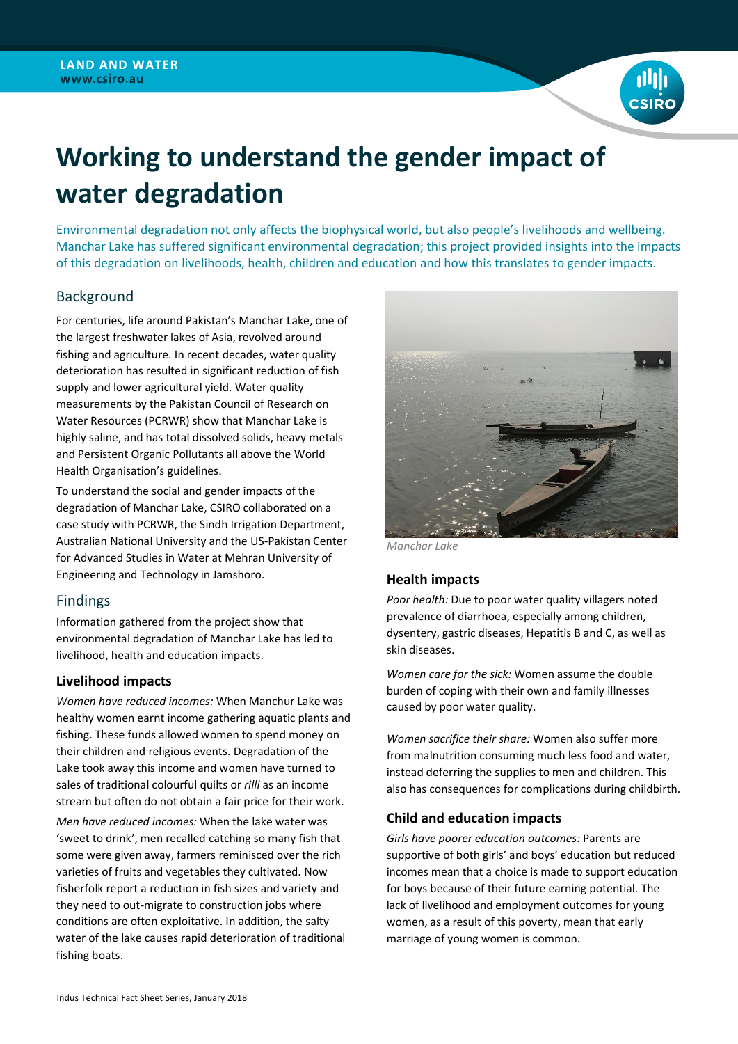LAND AND WATER
www.csiro.au

# Working to understand the gender impact of water degradation

Environmental degradation not only affects the biophysical world, but also people's livelihoods and wellbeing. Manchar Lake has suffered significant environmental degradation; this project provided insights into the impacts of this degradation on livelihoods, health, children and education and how this translates to gender impacts.

## Background

For centuries, life around Pakistan's Manchar Lake, one of the largest freshwater lakes of Asia, revolved around fishing and agriculture. In recent decades, water quality deterioration has resulted in significant reduction of fish supply and lower agricultural yield. Water quality measurements by the Pakistan Council of Research on Water Resources (PCRWR) show that Manchar Lake is highly saline, and has total dissolved solids, heavy metals and Persistent Organic Pollutants all above the World Health Organisation's guidelines.

To understand the social and gender impacts of the degradation of Manchar Lake, CSIRO collaborated on a case study with PCRWR, the Sindh Irrigation Department, Australian National University and the US-Pakistan Center for Advanced Studies in Water at Mehran University of Engineering and Technology in Jamshoro.

## Findings

Information gathered from the project show that environmental degradation of Manchar Lake has led to livelihood, health and education impacts.

### Livelihood impacts

*Women have reduced incomes:* When Manchur Lake was healthy women earnt income gathering aquatic plants and fishing. These funds allowed women to spend money on their children and religious events. Degradation of the Lake took away this income and women have turned to sales of traditional colourful quilts or *rilli* as an income stream but often do not obtain a fair price for their work.

*Men have reduced incomes:* When the lake water was 'sweet to drink', men recalled catching so many fish that some were given away, farmers reminisced over the rich varieties of fruits and vegetables they cultivated. Now fisherfolk report a reduction in fish sizes and variety and they need to out-migrate to construction jobs where conditions are often exploitative. In addition, the salty water of the lake causes rapid deterioration of traditional fishing boats.

*Manchar Lake*

### Health impacts

*Poor health:* Due to poor water quality villagers noted prevalence of diarrhoea, especially among children, dysentery, gastric diseases, Hepatitis B and C, as well as skin diseases.

*Women care for the sick:* Women assume the double burden of coping with their own and family illnesses caused by poor water quality.

*Women sacrifice their share:* Women also suffer more from malnutrition consuming much less food and water, instead deferring the supplies to men and children. This also has consequences for complications during childbirth.

### Child and education impacts

*Girls have poorer education outcomes:* Parents are supportive of both girls' and boys' education but reduced incomes mean that a choice is made to support education for boys because of their future earning potential. The lack of livelihood and employment outcomes for young women, as a result of this poverty, mean that early marriage of young women is common.

Indus Technical Fact Sheet Series, January 2018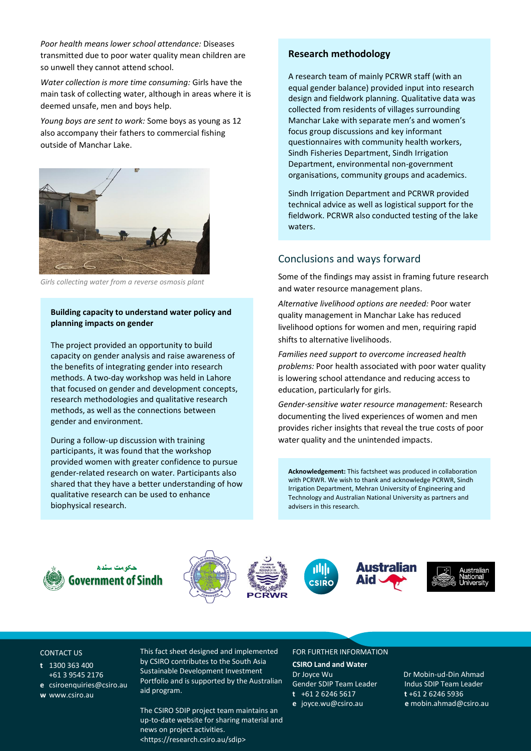*Poor health means lower school attendance:* Diseases transmitted due to poor water quality mean children are so unwell they cannot attend school.

*Water collection is more time consuming:* Girls have the main task of collecting water, although in areas where it is deemed unsafe, men and boys help.

*Young boys are sent to work:* Some boys as young as 12 also accompany their fathers to commercial fishing outside of Manchar Lake.

Girls collecting water from a reverse osmosis plant

**Building capacity to understand water policy and planning impacts on gender**

The project provided an opportunity to build capacity on gender analysis and raise awareness of the benefits of integrating gender into research methods. A two-day workshop was held in Lahore that focused on gender and development concepts, research methodologies and qualitative research methods, as well as the connections between gender and environment.

During a follow-up discussion with training participants, it was found that the workshop provided women with greater confidence to pursue gender-related research on water. Participants also shared that they have a better understanding of how qualitative research can be used to enhance biophysical research.

**Research methodology**

A research team of mainly PCRWR staff (with an equal gender balance) provided input into research design and fieldwork planning. Qualitative data was collected from residents of villages surrounding Manchar Lake with separate men's and women's focus group discussions and key informant questionnaires with community health workers, Sindh Fisheries Department, Sindh Irrigation Department, environmental non-government organisations, community groups and academics.

Sindh Irrigation Department and PCRWR provided technical advice as well as logistical support for the fieldwork. PCRWR also conducted testing of the lake waters.

## Conclusions and ways forward

Some of the findings may assist in framing future research and water resource management plans.

*Alternative livelihood options are needed:* Poor water quality management in Manchar Lake has reduced livelihood options for women and men, requiring rapid shifts to alternative livelihoods.

*Families need support to overcome increased health problems:* Poor health associated with poor water quality is lowering school attendance and reducing access to education, particularly for girls.

*Gender-sensitive water resource management:* Research documenting the lived experiences of women and men provides richer insights that reveal the true costs of poor water quality and the unintended impacts.

**Acknowledgement:** This factsheet was produced in collaboration with PCRWR. We wish to thank and acknowledge PCRWR, Sindh Irrigation Department, Mehran University of Engineering and Technology and Australian National University as partners and advisers in this research.

حکومت سندھ
Government of Sindh

PCRWR

CSIRO

Australian Aid

Australian National University

CONTACT US

**t** 1300 363 400
+61 3 9545 2176
**e** csiroenquiries@csiro.au
**w** www.csiro.au

This fact sheet designed and implemented by CSIRO contributes to the South Asia Sustainable Development Investment Portfolio and is supported by the Australian aid program.

The CSIRO SDIP project team maintains an up-to-date website for sharing material and news on project activities.
<https://research.csiro.au/sdip>

FOR FURTHER INFORMATION

**CSIRO Land and Water**

Dr Joyce Wu
Gender SDIP Team Leader
**t** +61 2 6246 5617
**e** joyce.wu@csiro.au

Dr Mobin-ud-Din Ahmad
Indus SDIP Team Leader
**t** +61 2 6246 5936
**e** mobin.ahmad@csiro.au